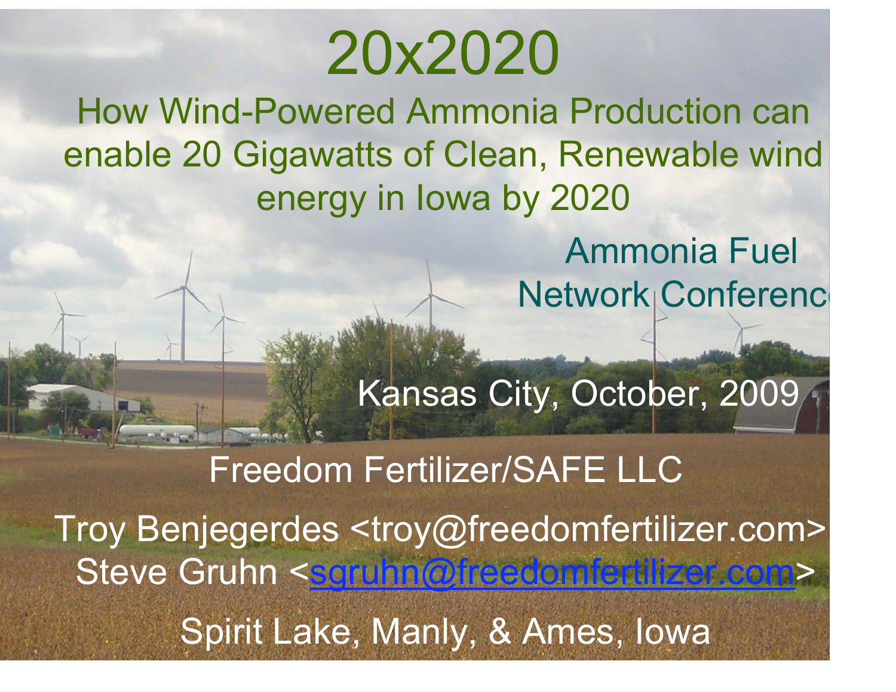# 20x2020

## How Wind-Powered Ammonia Production can enable 20 Gigawatts of Clean, Renewable wind energy in Iowa by 2020

Ammonia Fuel Network Conference

Kansas City, October, 2009

Freedom Fertilizer/SAFE LLC

Troy Benjegerdes <troy@freedomfertilizer.com>
Steve Gruhn <sgruhn@freedomfertilizer.com>

Spirit Lake, Manly, & Ames, Iowa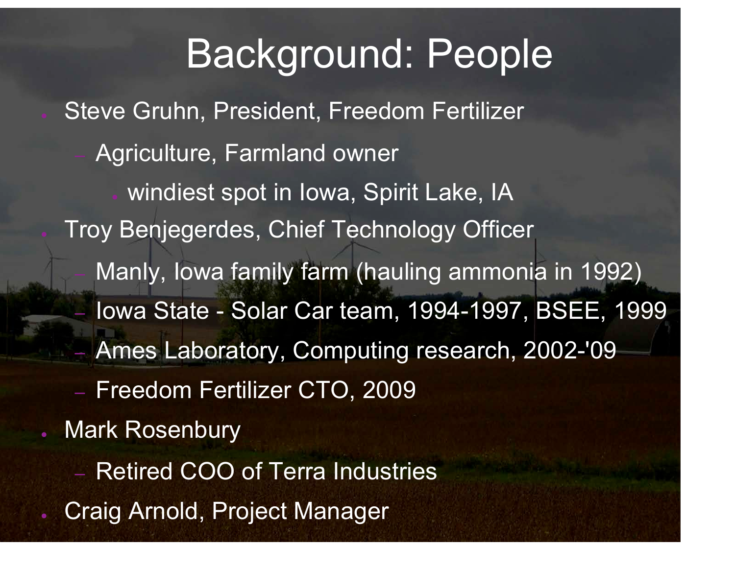# Background: People

- Steve Gruhn, President, Freedom Fertilizer
  - Agriculture, Farmland owner
    - windiest spot in Iowa, Spirit Lake, IA
- Troy Benjegerdes, Chief Technology Officer
  - Manly, Iowa family farm (hauling ammonia in 1992)
  - Iowa State - Solar Car team, 1994-1997, BSEE, 1999
  - Ames Laboratory, Computing research, 2002-'09
  - Freedom Fertilizer CTO, 2009
- Mark Rosenbury
  - Retired COO of Terra Industries
- Craig Arnold, Project Manager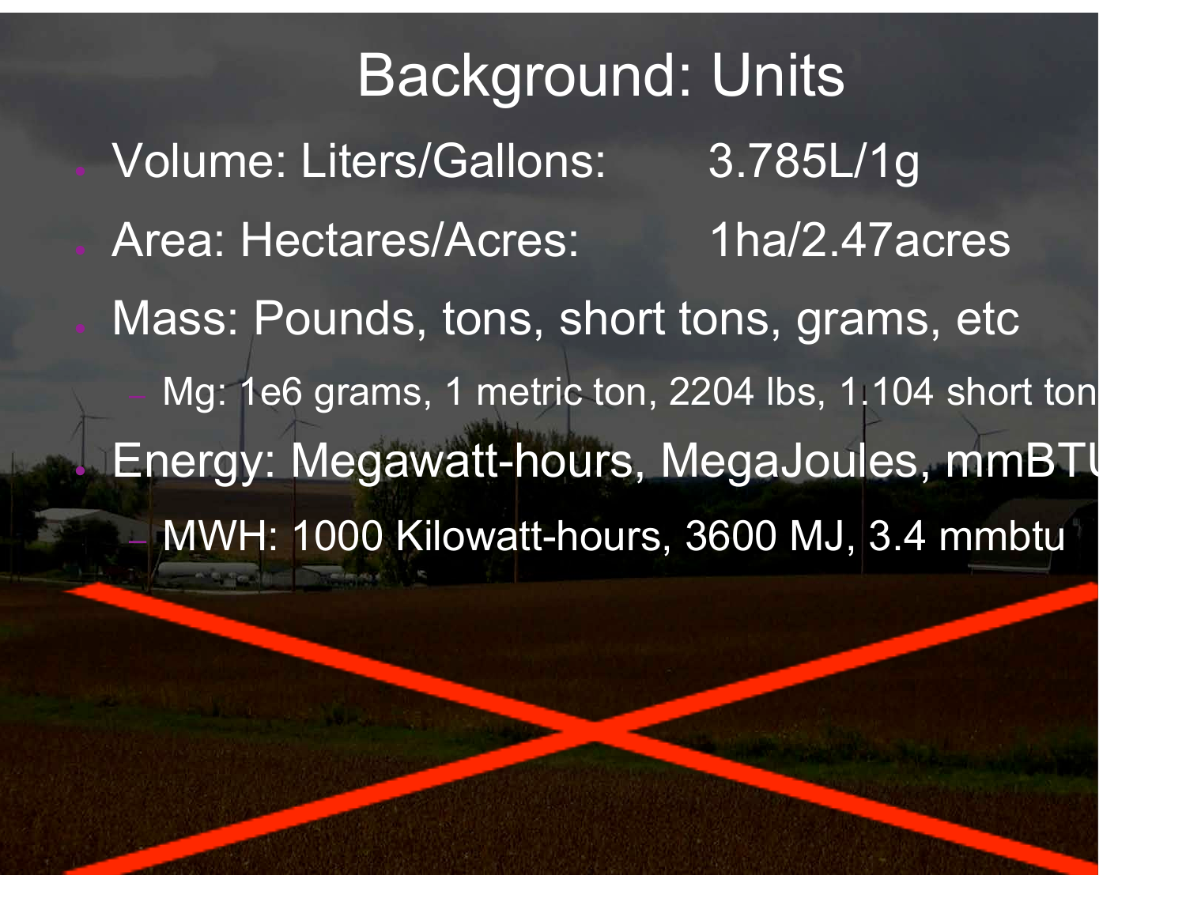# Background: Units

- Volume: Liters/Gallons: 3.785L/1g
- Area: Hectares/Acres: 1ha/2.47acres
- Mass: Pounds, tons, short tons, grams, etc
  - Mg: 1e6 grams, 1 metric ton, 2204 lbs, 1.104 short ton
- Energy: Megawatt-hours, MegaJoules, mmBTU
  - MWH: 1000 Kilowatt-hours, 3600 MJ, 3.4 mmbtu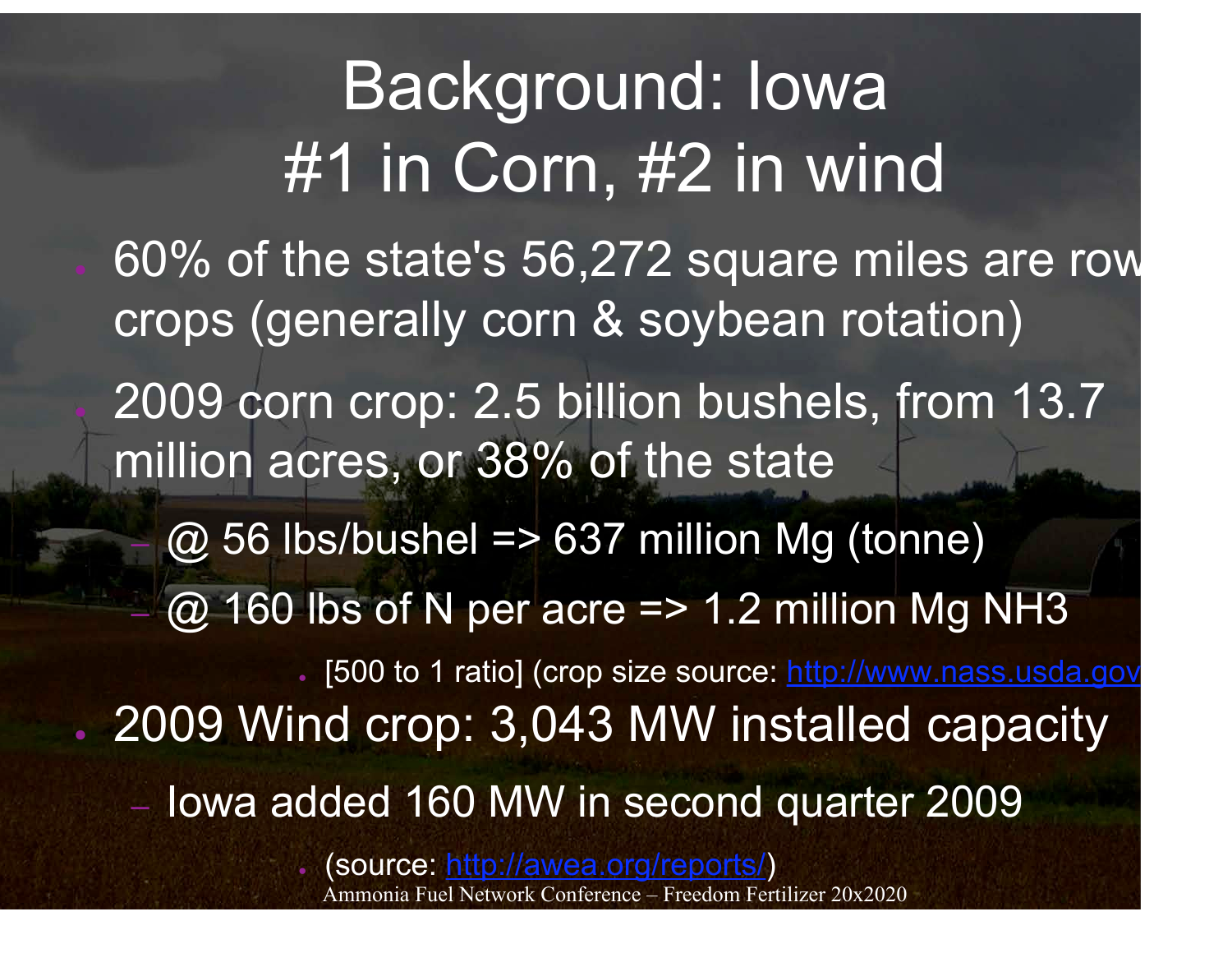# Background: Iowa #1 in Corn, #2 in wind

- 60% of the state's 56,272 square miles are row crops (generally corn & soybean rotation)
- 2009 corn crop: 2.5 billion bushels, from 13.7 million acres, or 38% of the state
  - @ 56 lbs/bushel => 637 million Mg (tonne)
  - @ 160 lbs of N per acre => 1.2 million Mg $NH_3$
    - [500 to 1 ratio] (crop size source: http://www.nass.usda.gov
- 2009 Wind crop: 3,043 MW installed capacity
  - Iowa added 160 MW in second quarter 2009
    - (source: http://awea.org/reports/)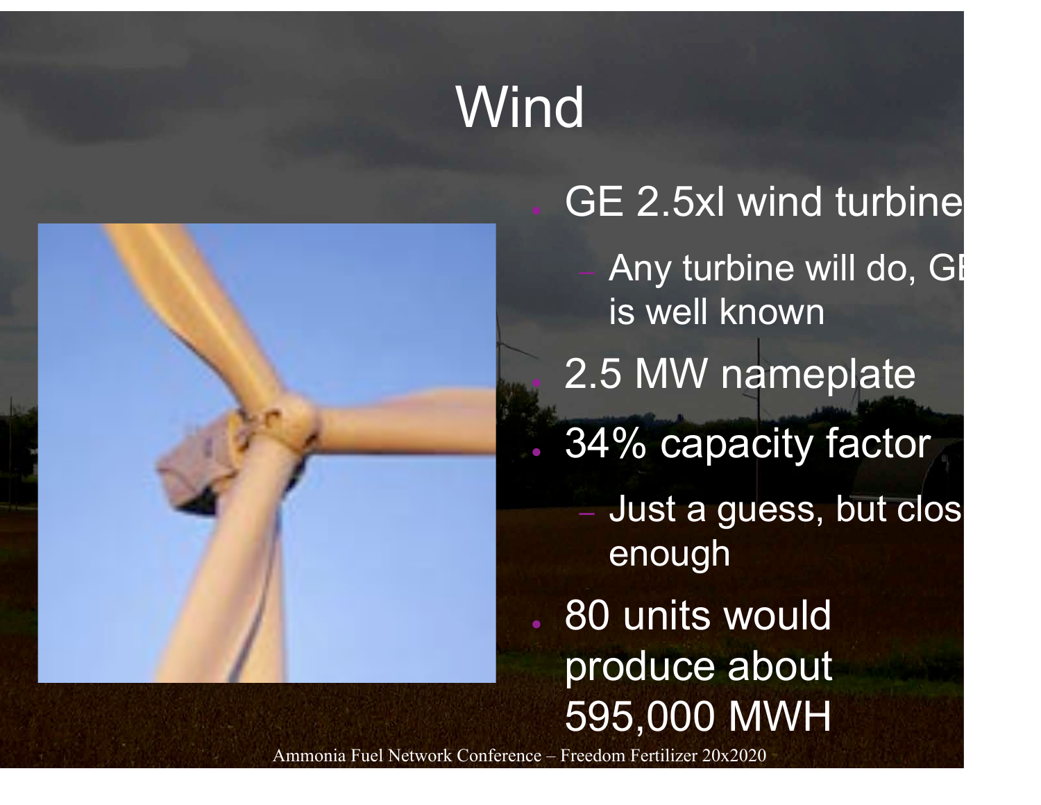# Wind

- GE 2.5xl wind turbine
  - Any turbine will do, GE is well known
- 2.5 MW nameplate
- 34% capacity factor
  - Just a guess, but clos enough
- 80 units would produce about 595,000 MWH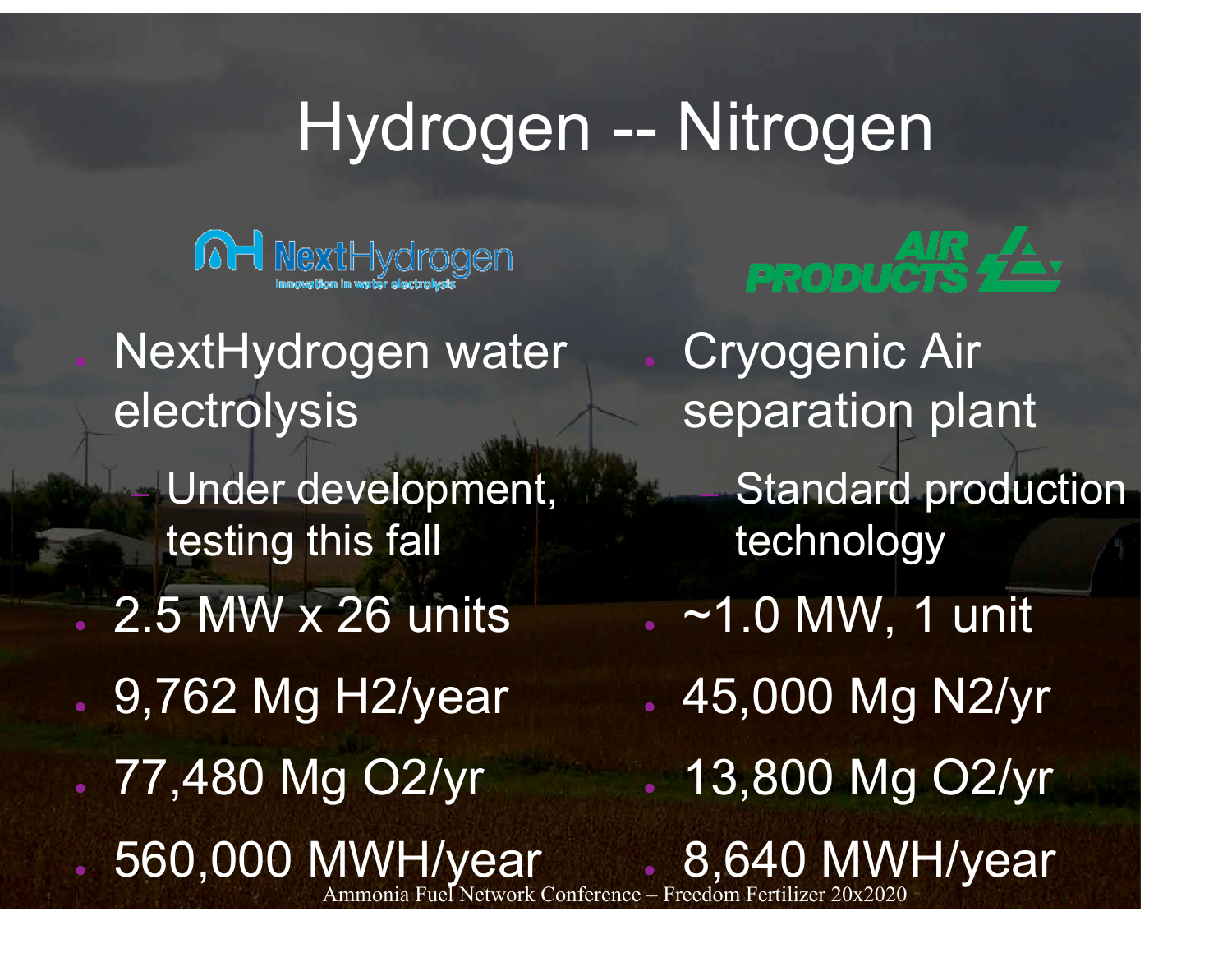# Hydrogen -- Nitrogen

NextHydrogen
Innovation in water electrolysis

- NextHydrogen water electrolysis
  - Under development, testing this fall
- 2.5 MW x 26 units
- 9,762 Mg H2/year
- 77,480 Mg O2/yr
- 560,000 MWH/year

AIR PRODUCTS

- Cryogenic Air separation plant
  - Standard production technology
- ~1.0 MW, 1 unit
- 45,000 Mg N2/yr
- 13,800 Mg O2/yr
- 8,640 MWH/year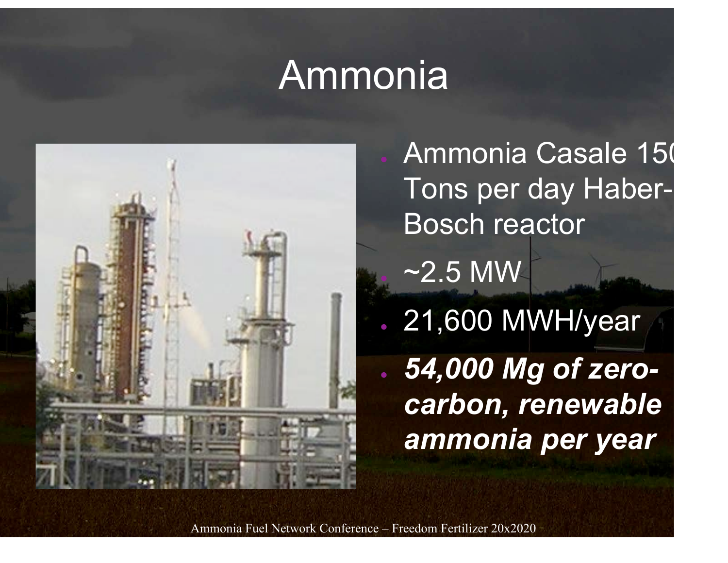# Ammonia

- Ammonia Casale 150 Tons per day Haber-Bosch reactor
- ~2.5 MW
- 21,600 MWH/year
- ***54,000 Mg of zero-carbon, renewable ammonia per year***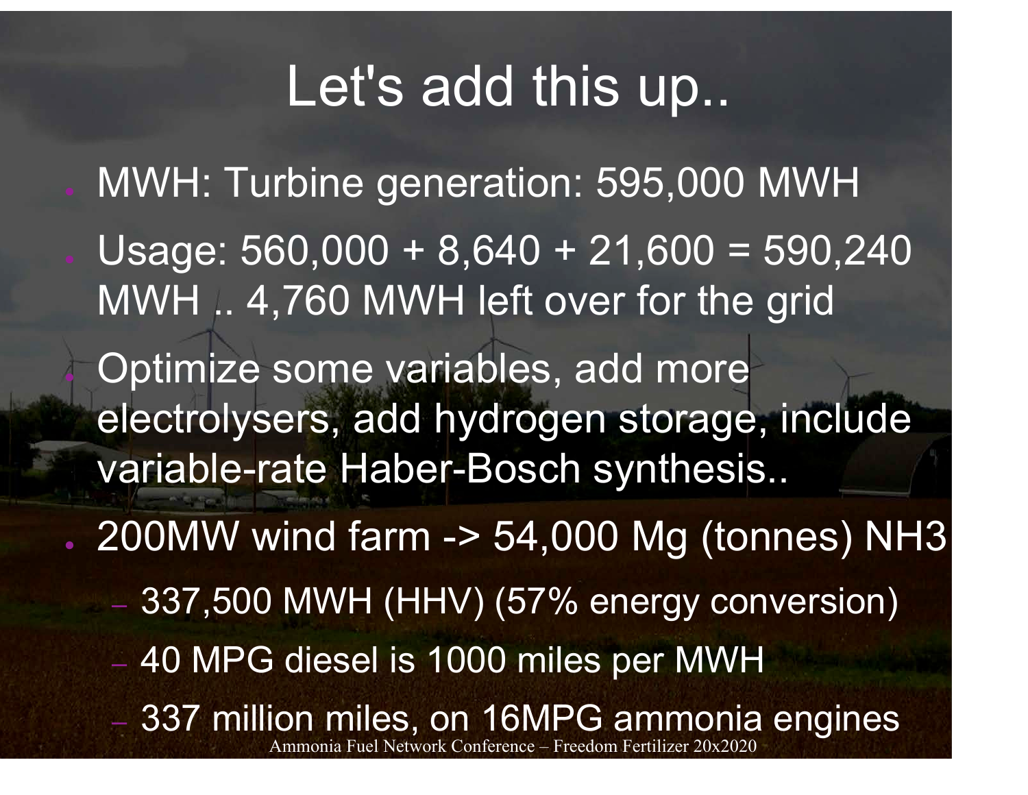# Let's add this up..

- MWH: Turbine generation: 595,000 MWH
- Usage: 560,000 + 8,640 + 21,600 = 590,240 MWH .. 4,760 MWH left over for the grid
- Optimize some variables, add more electrolysers, add hydrogen storage, include variable-rate Haber-Bosch synthesis..
- 200MW wind farm -> 54,000 Mg (tonnes) $NH_3$
  - 337,500 MWH (HHV) (57% energy conversion)
  - 40 MPG diesel is 1000 miles per MWH
  - 337 million miles, on 16MPG ammonia engines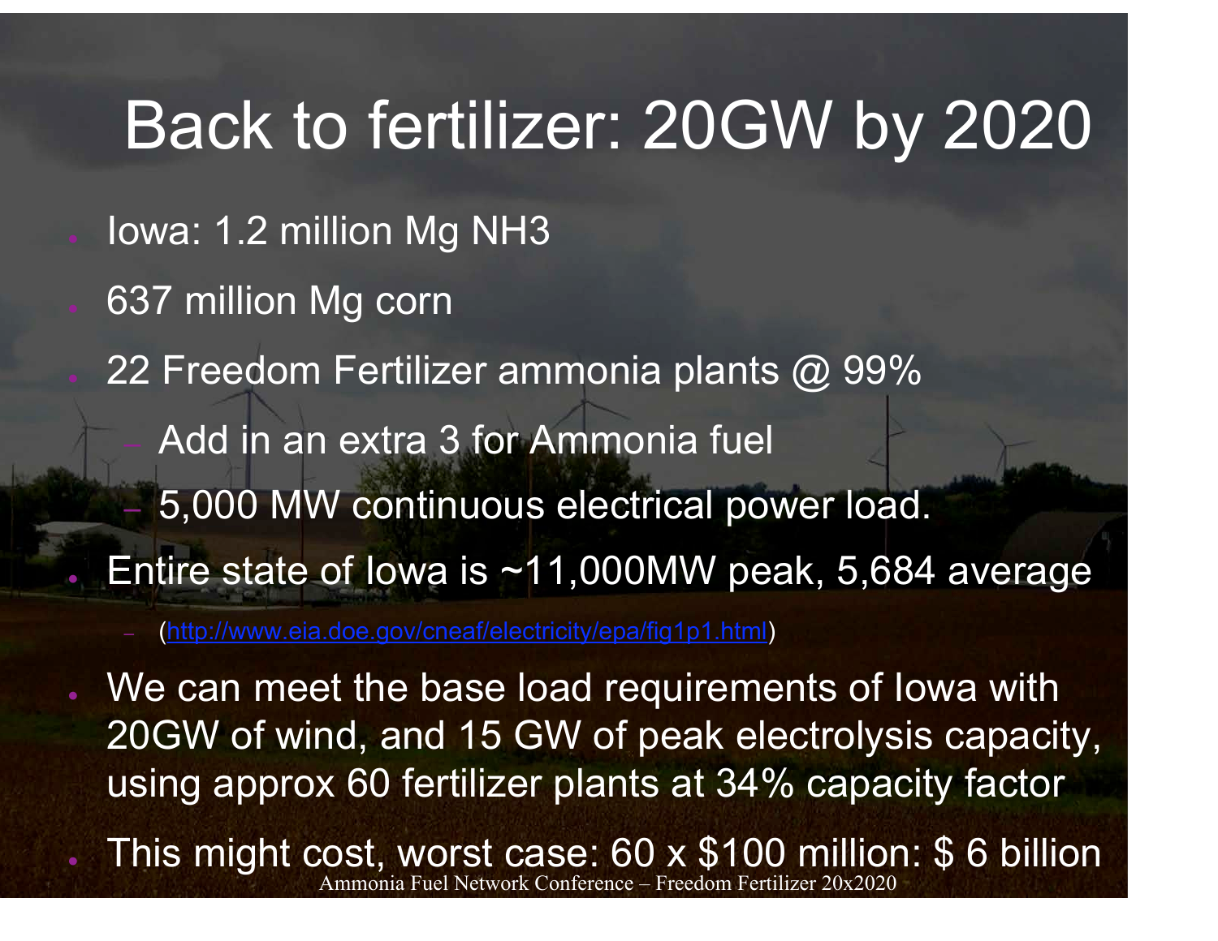# Back to fertilizer: 20GW by 2020

- Iowa: 1.2 million Mg $NH_3$
- 637 million Mg corn
- 22 Freedom Fertilizer ammonia plants @ 99%
  - Add in an extra 3 for Ammonia fuel
  - 5,000 MW continuous electrical power load.
- Entire state of Iowa is ~11,000MW peak, 5,684 average
  - (http://www.eia.doe.gov/cneaf/electricity/epa/fig1p1.html)
- We can meet the base load requirements of Iowa with 20GW of wind, and 15 GW of peak electrolysis capacity, using approx 60 fertilizer plants at 34% capacity factor
- This might cost, worst case: 60 x $100 million: $ 6 billion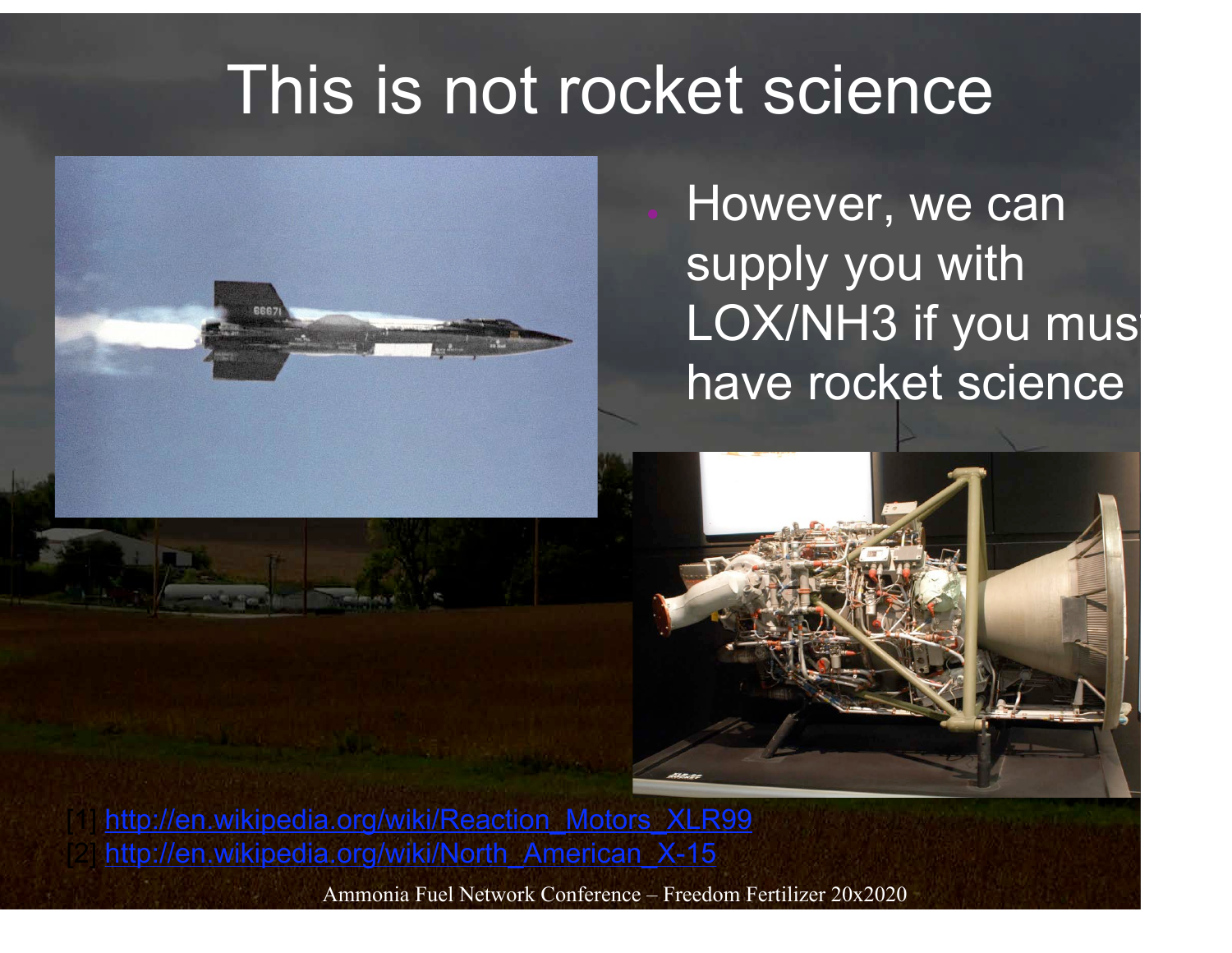# This is not rocket science

- However, we can supply you with LOX/NH3 if you must have rocket science

[1] http://en.wikipedia.org/wiki/Reaction_Motors_XLR99
[2] http://en.wikipedia.org/wiki/North_American_X-15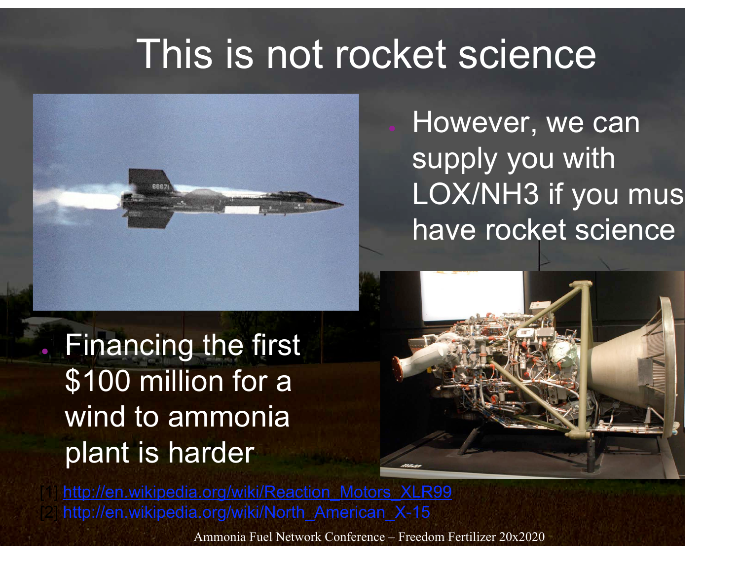# This is not rocket science

- However, we can supply you with LOX/NH3 if you must have rocket science

- Financing the first $100 million for a wind to ammonia plant is harder

[1] http://en.wikipedia.org/wiki/Reaction_Motors_XLR99
[2] http://en.wikipedia.org/wiki/North_American_X-15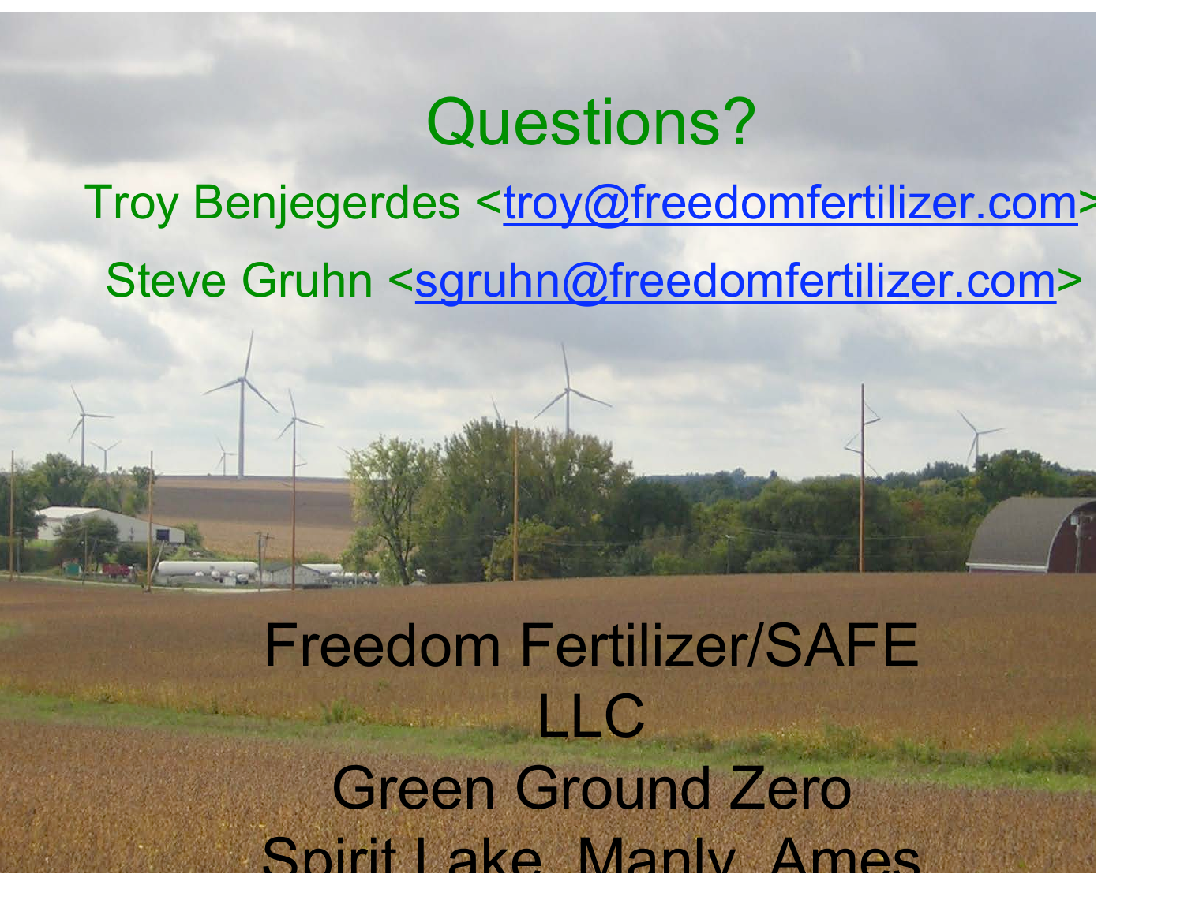# Questions?

Troy Benjegerdes <troy@freedomfertilizer.com>

Steve Gruhn <sgruhn@freedomfertilizer.com>

Freedom Fertilizer/SAFE LLC

Green Ground Zero

Spirit Lake, Manly, Ames